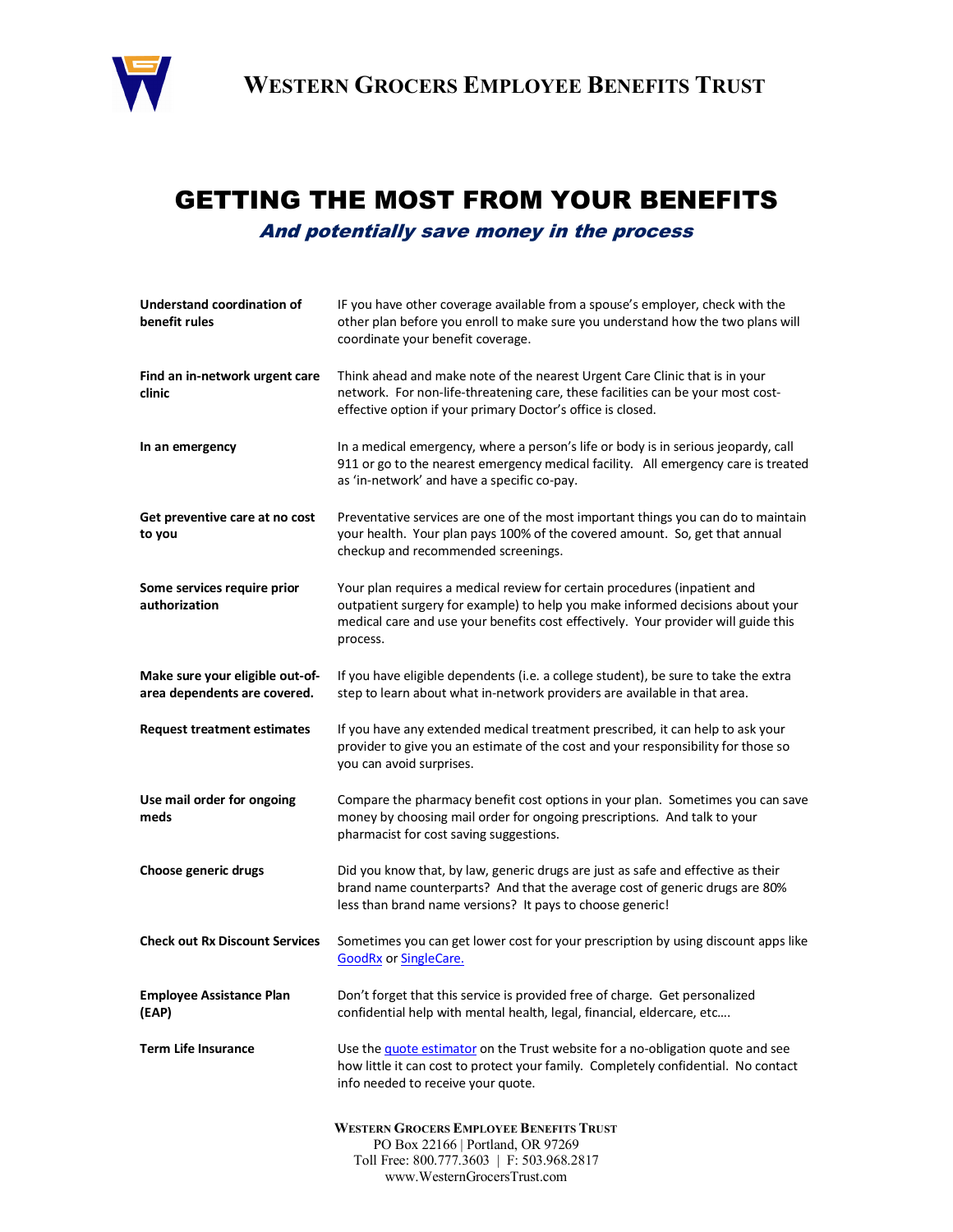# WESTERN GROCERS EMPLOYEE BENEFITS TRUST

# GETTING THE MOST FROM YOUR BENEFITS

***And potentially save money in the process***

| | |
|---|---|
| **Understand coordination of benefit rules** | IF you have other coverage available from a spouse's employer, check with the other plan before you enroll to make sure you understand how the two plans will coordinate your benefit coverage. |
| **Find an in-network urgent care clinic** | Think ahead and make note of the nearest Urgent Care Clinic that is in your network. For non-life-threatening care, these facilities can be your most cost-effective option if your primary Doctor's office is closed. |
| **In an emergency** | In a medical emergency, where a person's life or body is in serious jeopardy, call 911 or go to the nearest emergency medical facility. All emergency care is treated as 'in-network' and have a specific co-pay. |
| **Get preventive care at no cost to you** | Preventative services are one of the most important things you can do to maintain your health. Your plan pays 100% of the covered amount. So, get that annual checkup and recommended screenings. |
| **Some services require prior authorization** | Your plan requires a medical review for certain procedures (inpatient and outpatient surgery for example) to help you make informed decisions about your medical care and use your benefits cost effectively. Your provider will guide this process. |
| **Make sure your eligible out-of-area dependents are covered.** | If you have eligible dependents (i.e. a college student), be sure to take the extra step to learn about what in-network providers are available in that area. |
| **Request treatment estimates** | If you have any extended medical treatment prescribed, it can help to ask your provider to give you an estimate of the cost and your responsibility for those so you can avoid surprises. |
| **Use mail order for ongoing meds** | Compare the pharmacy benefit cost options in your plan. Sometimes you can save money by choosing mail order for ongoing prescriptions. And talk to your pharmacist for cost saving suggestions. |
| **Choose generic drugs** | Did you know that, by law, generic drugs are just as safe and effective as their brand name counterparts? And that the average cost of generic drugs are 80% less than brand name versions? It pays to choose generic! |
| **Check out Rx Discount Services** | Sometimes you can get lower cost for your prescription by using discount apps like GoodRx or SingleCare. |
| **Employee Assistance Plan (EAP)** | Don't forget that this service is provided free of charge. Get personalized confidential help with mental health, legal, financial, eldercare, etc…. |
| **Term Life Insurance** | Use the quote estimator on the Trust website for a no-obligation quote and see how little it can cost to protect your family. Completely confidential. No contact info needed to receive your quote. |

**WESTERN GROCERS EMPLOYEE BENEFITS TRUST**
PO Box 22166 | Portland, OR 97269
Toll Free: 800.777.3603 | F: 503.968.2817
www.WesternGrocersTrust.com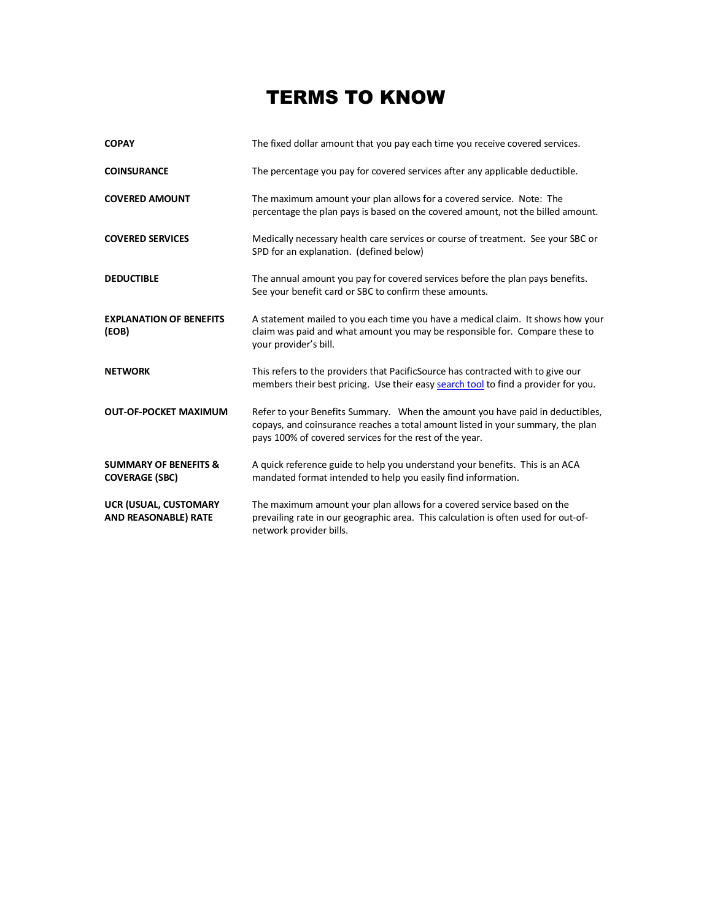# TERMS TO KNOW

| | |
|---|---|
| **COPAY** | The fixed dollar amount that you pay each time you receive covered services. |
| **COINSURANCE** | The percentage you pay for covered services after any applicable deductible. |
| **COVERED AMOUNT** | The maximum amount your plan allows for a covered service. Note: The percentage the plan pays is based on the covered amount, not the billed amount. |
| **COVERED SERVICES** | Medically necessary health care services or course of treatment. See your SBC or SPD for an explanation. (defined below) |
| **DEDUCTIBLE** | The annual amount you pay for covered services before the plan pays benefits. See your benefit card or SBC to confirm these amounts. |
| **EXPLANATION OF BENEFITS (EOB)** | A statement mailed to you each time you have a medical claim. It shows how your claim was paid and what amount you may be responsible for. Compare these to your provider's bill. |
| **NETWORK** | This refers to the providers that PacificSource has contracted with to give our members their best pricing. Use their easy search tool to find a provider for you. |
| **OUT-OF-POCKET MAXIMUM** | Refer to your Benefits Summary. When the amount you have paid in deductibles, copays, and coinsurance reaches a total amount listed in your summary, the plan pays 100% of covered services for the rest of the year. |
| **SUMMARY OF BENEFITS & COVERAGE (SBC)** | A quick reference guide to help you understand your benefits. This is an ACA mandated format intended to help you easily find information. |
| **UCR (USUAL, CUSTOMARY AND REASONABLE) RATE** | The maximum amount your plan allows for a covered service based on the prevailing rate in our geographic area. This calculation is often used for out-of-network provider bills. |